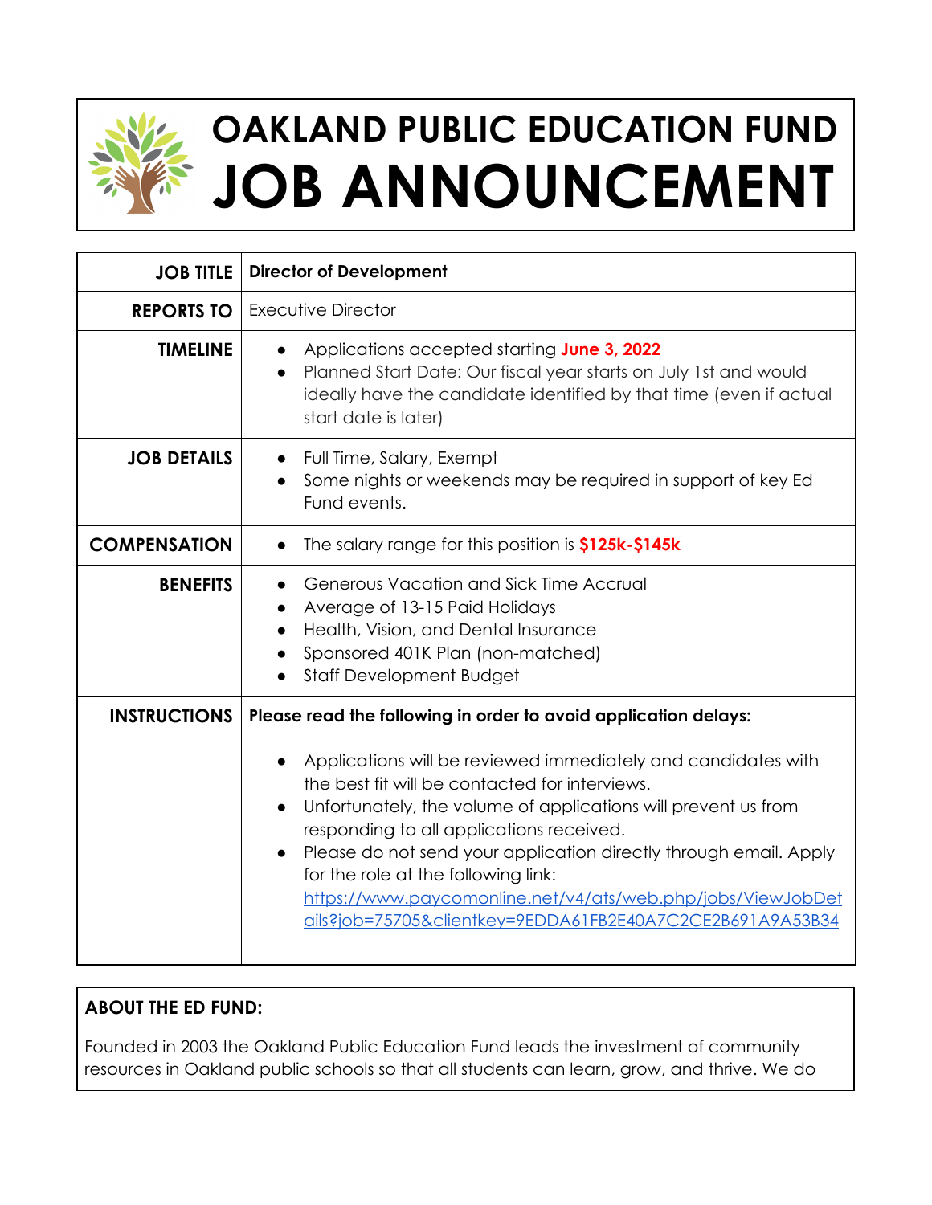# OAKLAND PUBLIC EDUCATION FUND
# JOB ANNOUNCEMENT

| | |
|---|---|
| **JOB TITLE** | **Director of Development** |
| **REPORTS TO** | Executive Director |
| **TIMELINE** | • Applications accepted starting **June 3, 2022**<br>• Planned Start Date: Our fiscal year starts on July 1st and would ideally have the candidate identified by that time (even if actual start date is later) |
| **JOB DETAILS** | • Full Time, Salary, Exempt<br>• Some nights or weekends may be required in support of key Ed Fund events. |
| **COMPENSATION** | • The salary range for this position is **$125k-$145k** |
| **BENEFITS** | • Generous Vacation and Sick Time Accrual<br>• Average of 13-15 Paid Holidays<br>• Health, Vision, and Dental Insurance<br>• Sponsored 401K Plan (non-matched)<br>• Staff Development Budget |
| **INSTRUCTIONS** | **Please read the following in order to avoid application delays:**<br>• Applications will be reviewed immediately and candidates with the best fit will be contacted for interviews.<br>• Unfortunately, the volume of applications will prevent us from responding to all applications received.<br>• Please do not send your application directly through email. Apply for the role at the following link: https://www.paycomonline.net/v4/ats/web.php/jobs/ViewJobDetails?job=75705&clientkey=9EDDA61FB2E40A7C2CE2B691A9A53B34 |

**ABOUT THE ED FUND:**

Founded in 2003 the Oakland Public Education Fund leads the investment of community resources in Oakland public schools so that all students can learn, grow, and thrive. We do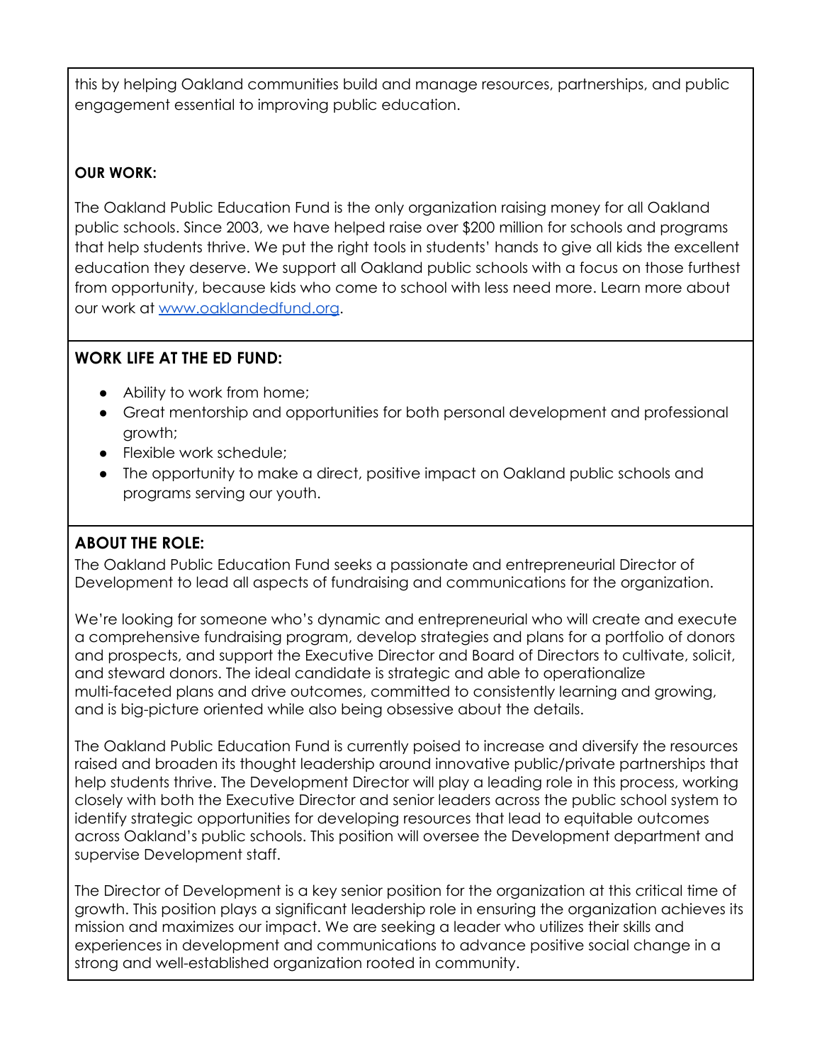this by helping Oakland communities build and manage resources, partnerships, and public engagement essential to improving public education.

**OUR WORK:**

The Oakland Public Education Fund is the only organization raising money for all Oakland public schools. Since 2003, we have helped raise over $200 million for schools and programs that help students thrive. We put the right tools in students' hands to give all kids the excellent education they deserve. We support all Oakland public schools with a focus on those furthest from opportunity, because kids who come to school with less need more. Learn more about our work at [www.oaklandedfund.org](www.oaklandedfund.org).

**WORK LIFE AT THE ED FUND:**

- Ability to work from home;
- Great mentorship and opportunities for both personal development and professional growth;
- Flexible work schedule;
- The opportunity to make a direct, positive impact on Oakland public schools and programs serving our youth.

**ABOUT THE ROLE:**

The Oakland Public Education Fund seeks a passionate and entrepreneurial Director of Development to lead all aspects of fundraising and communications for the organization.

We're looking for someone who's dynamic and entrepreneurial who will create and execute a comprehensive fundraising program, develop strategies and plans for a portfolio of donors and prospects, and support the Executive Director and Board of Directors to cultivate, solicit, and steward donors. The ideal candidate is strategic and able to operationalize multi-faceted plans and drive outcomes, committed to consistently learning and growing, and is big-picture oriented while also being obsessive about the details.

The Oakland Public Education Fund is currently poised to increase and diversify the resources raised and broaden its thought leadership around innovative public/private partnerships that help students thrive. The Development Director will play a leading role in this process, working closely with both the Executive Director and senior leaders across the public school system to identify strategic opportunities for developing resources that lead to equitable outcomes across Oakland's public schools. This position will oversee the Development department and supervise Development staff.

The Director of Development is a key senior position for the organization at this critical time of growth. This position plays a significant leadership role in ensuring the organization achieves its mission and maximizes our impact. We are seeking a leader who utilizes their skills and experiences in development and communications to advance positive social change in a strong and well-established organization rooted in community.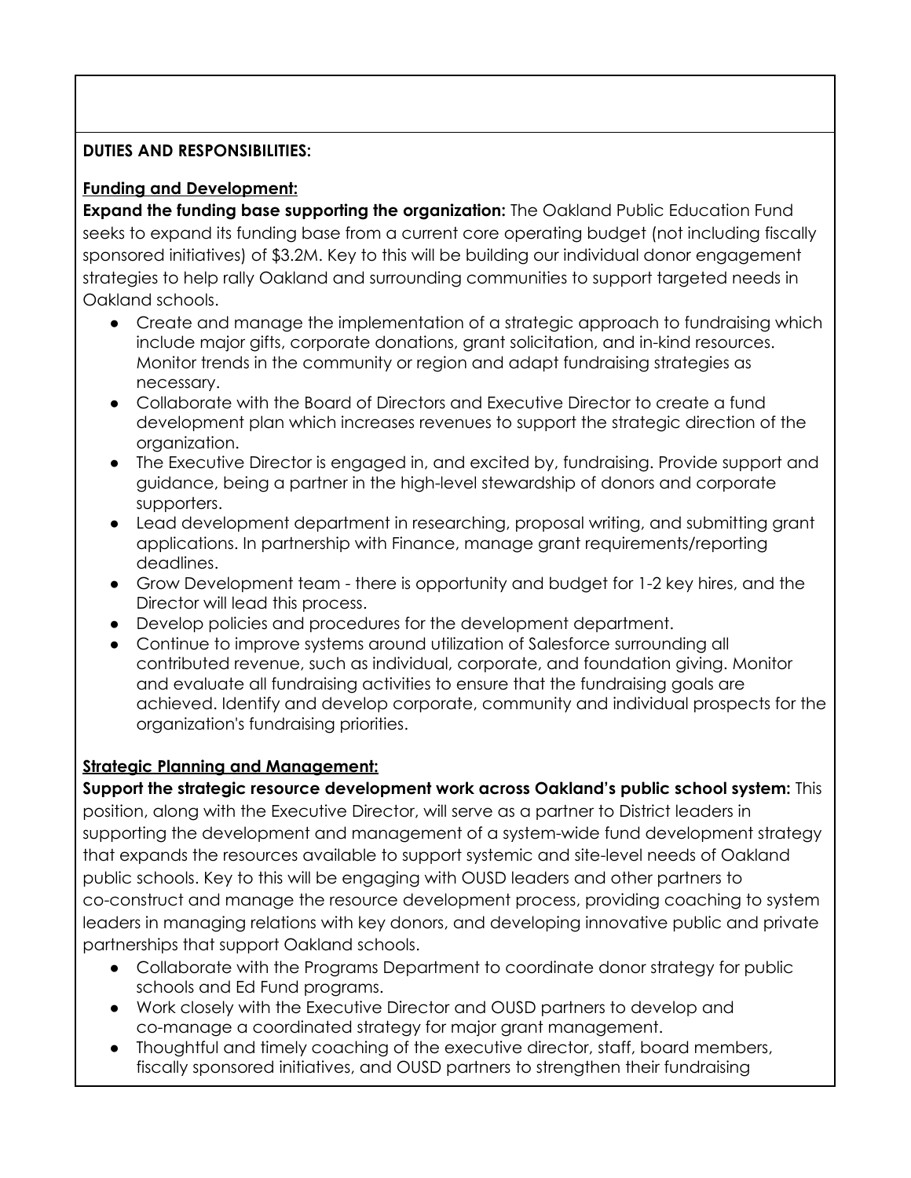**DUTIES AND RESPONSIBILITIES:**

**Funding and Development:**

**Expand the funding base supporting the organization:** The Oakland Public Education Fund seeks to expand its funding base from a current core operating budget (not including fiscally sponsored initiatives) of \$3.2M. Key to this will be building our individual donor engagement strategies to help rally Oakland and surrounding communities to support targeted needs in Oakland schools.

- Create and manage the implementation of a strategic approach to fundraising which include major gifts, corporate donations, grant solicitation, and in-kind resources. Monitor trends in the community or region and adapt fundraising strategies as necessary.
- Collaborate with the Board of Directors and Executive Director to create a fund development plan which increases revenues to support the strategic direction of the organization.
- The Executive Director is engaged in, and excited by, fundraising. Provide support and guidance, being a partner in the high-level stewardship of donors and corporate supporters.
- Lead development department in researching, proposal writing, and submitting grant applications. In partnership with Finance, manage grant requirements/reporting deadlines.
- Grow Development team - there is opportunity and budget for 1-2 key hires, and the Director will lead this process.
- Develop policies and procedures for the development department.
- Continue to improve systems around utilization of Salesforce surrounding all contributed revenue, such as individual, corporate, and foundation giving. Monitor and evaluate all fundraising activities to ensure that the fundraising goals are achieved. Identify and develop corporate, community and individual prospects for the organization's fundraising priorities.

**Strategic Planning and Management:**

**Support the strategic resource development work across Oakland's public school system:** This position, along with the Executive Director, will serve as a partner to District leaders in supporting the development and management of a system-wide fund development strategy that expands the resources available to support systemic and site-level needs of Oakland public schools. Key to this will be engaging with OUSD leaders and other partners to co-construct and manage the resource development process, providing coaching to system leaders in managing relations with key donors, and developing innovative public and private partnerships that support Oakland schools.

- Collaborate with the Programs Department to coordinate donor strategy for public schools and Ed Fund programs.
- Work closely with the Executive Director and OUSD partners to develop and co-manage a coordinated strategy for major grant management.
- Thoughtful and timely coaching of the executive director, staff, board members, fiscally sponsored initiatives, and OUSD partners to strengthen their fundraising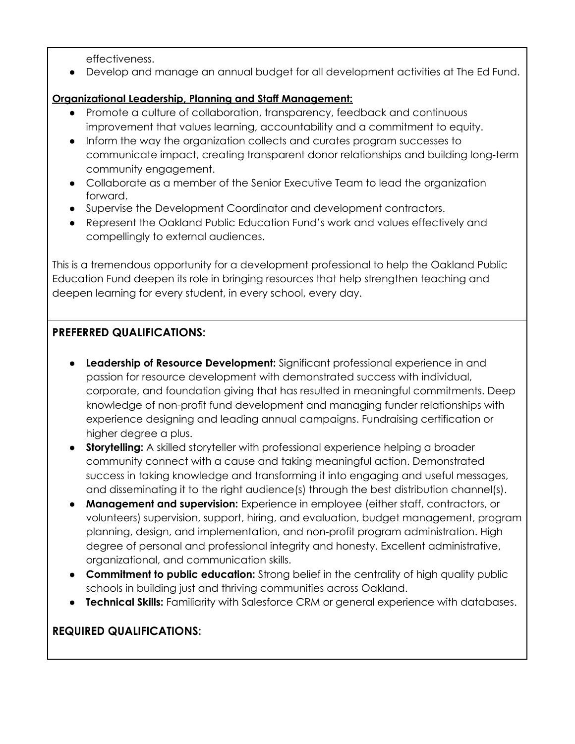effectiveness.

- Develop and manage an annual budget for all development activities at The Ed Fund.

**Organizational Leadership, Planning and Staff Management:**

- Promote a culture of collaboration, transparency, feedback and continuous improvement that values learning, accountability and a commitment to equity.
- Inform the way the organization collects and curates program successes to communicate impact, creating transparent donor relationships and building long-term community engagement.
- Collaborate as a member of the Senior Executive Team to lead the organization forward.
- Supervise the Development Coordinator and development contractors.
- Represent the Oakland Public Education Fund's work and values effectively and compellingly to external audiences.

This is a tremendous opportunity for a development professional to help the Oakland Public Education Fund deepen its role in bringing resources that help strengthen teaching and deepen learning for every student, in every school, every day.

## PREFERRED QUALIFICATIONS:

- **Leadership of Resource Development:** Significant professional experience in and passion for resource development with demonstrated success with individual, corporate, and foundation giving that has resulted in meaningful commitments. Deep knowledge of non-profit fund development and managing funder relationships with experience designing and leading annual campaigns. Fundraising certification or higher degree a plus.
- **Storytelling:** A skilled storyteller with professional experience helping a broader community connect with a cause and taking meaningful action. Demonstrated success in taking knowledge and transforming it into engaging and useful messages, and disseminating it to the right audience(s) through the best distribution channel(s).
- **Management and supervision:** Experience in employee (either staff, contractors, or volunteers) supervision, support, hiring, and evaluation, budget management, program planning, design, and implementation, and non-profit program administration. High degree of personal and professional integrity and honesty. Excellent administrative, organizational, and communication skills.
- **Commitment to public education:** Strong belief in the centrality of high quality public schools in building just and thriving communities across Oakland.
- **Technical Skills:** Familiarity with Salesforce CRM or general experience with databases.

## REQUIRED QUALIFICATIONS: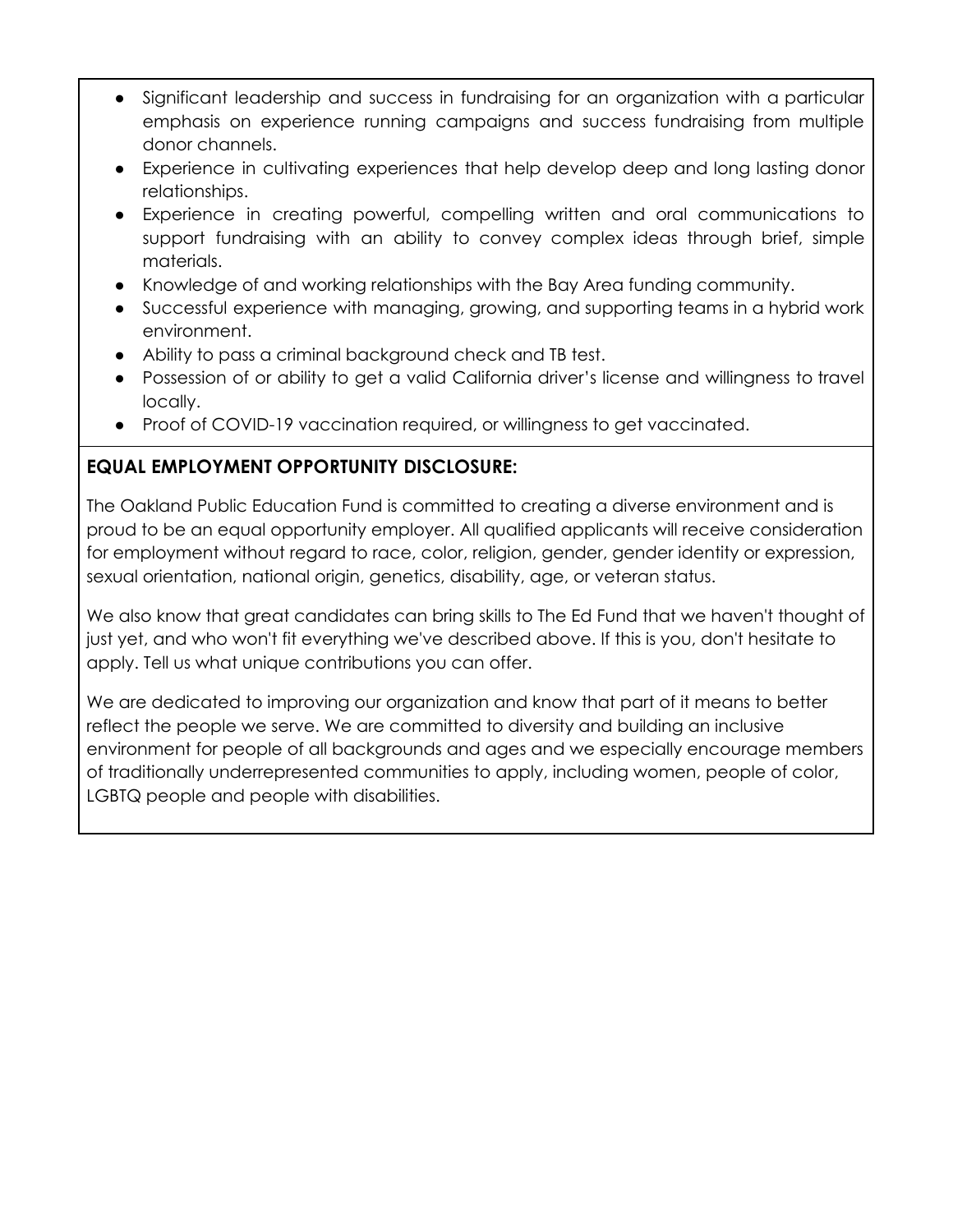- Significant leadership and success in fundraising for an organization with a particular emphasis on experience running campaigns and success fundraising from multiple donor channels.
- Experience in cultivating experiences that help develop deep and long lasting donor relationships.
- Experience in creating powerful, compelling written and oral communications to support fundraising with an ability to convey complex ideas through brief, simple materials.
- Knowledge of and working relationships with the Bay Area funding community.
- Successful experience with managing, growing, and supporting teams in a hybrid work environment.
- Ability to pass a criminal background check and TB test.
- Possession of or ability to get a valid California driver's license and willingness to travel locally.
- Proof of COVID-19 vaccination required, or willingness to get vaccinated.

**EQUAL EMPLOYMENT OPPORTUNITY DISCLOSURE:**

The Oakland Public Education Fund is committed to creating a diverse environment and is proud to be an equal opportunity employer. All qualified applicants will receive consideration for employment without regard to race, color, religion, gender, gender identity or expression, sexual orientation, national origin, genetics, disability, age, or veteran status.

We also know that great candidates can bring skills to The Ed Fund that we haven't thought of just yet, and who won't fit everything we've described above. If this is you, don't hesitate to apply. Tell us what unique contributions you can offer.

We are dedicated to improving our organization and know that part of it means to better reflect the people we serve. We are committed to diversity and building an inclusive environment for people of all backgrounds and ages and we especially encourage members of traditionally underrepresented communities to apply, including women, people of color, LGBTQ people and people with disabilities.